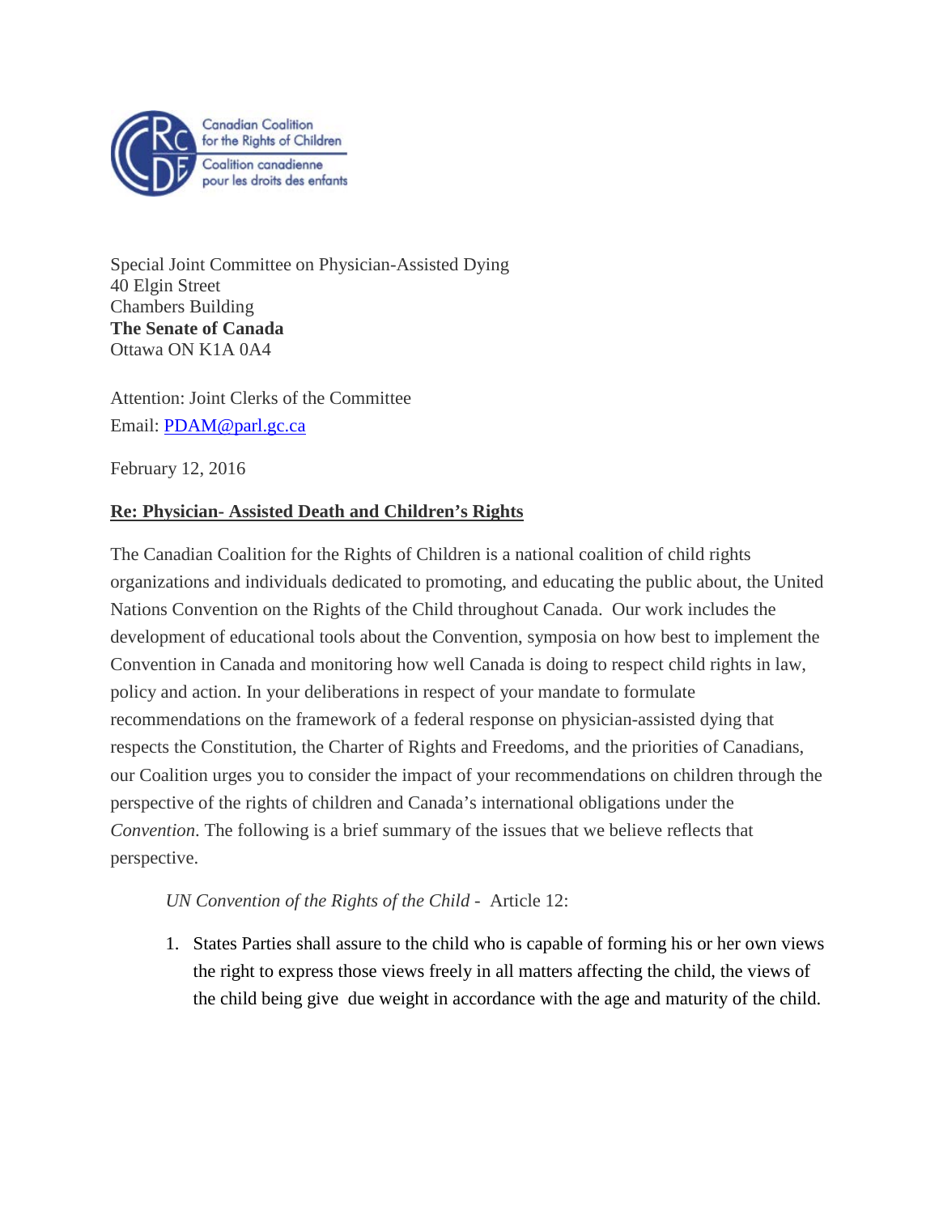Canadian Coalition for the Rights of Children
Coalition canadienne pour les droits des enfants

Special Joint Committee on Physician-Assisted Dying
40 Elgin Street
Chambers Building
**The Senate of Canada**
Ottawa ON K1A 0A4

Attention: Joint Clerks of the Committee
Email: PDAM@parl.gc.ca

February 12, 2016

**Re: Physician- Assisted Death and Children's Rights**

The Canadian Coalition for the Rights of Children is a national coalition of child rights organizations and individuals dedicated to promoting, and educating the public about, the United Nations Convention on the Rights of the Child throughout Canada. Our work includes the development of educational tools about the Convention, symposia on how best to implement the Convention in Canada and monitoring how well Canada is doing to respect child rights in law, policy and action. In your deliberations in respect of your mandate to formulate recommendations on the framework of a federal response on physician-assisted dying that respects the Constitution, the Charter of Rights and Freedoms, and the priorities of Canadians, our Coalition urges you to consider the impact of your recommendations on children through the perspective of the rights of children and Canada's international obligations under the *Convention*. The following is a brief summary of the issues that we believe reflects that perspective.

*UN Convention of the Rights of the Child* - Article 12:

1. States Parties shall assure to the child who is capable of forming his or her own views the right to express those views freely in all matters affecting the child, the views of the child being give due weight in accordance with the age and maturity of the child.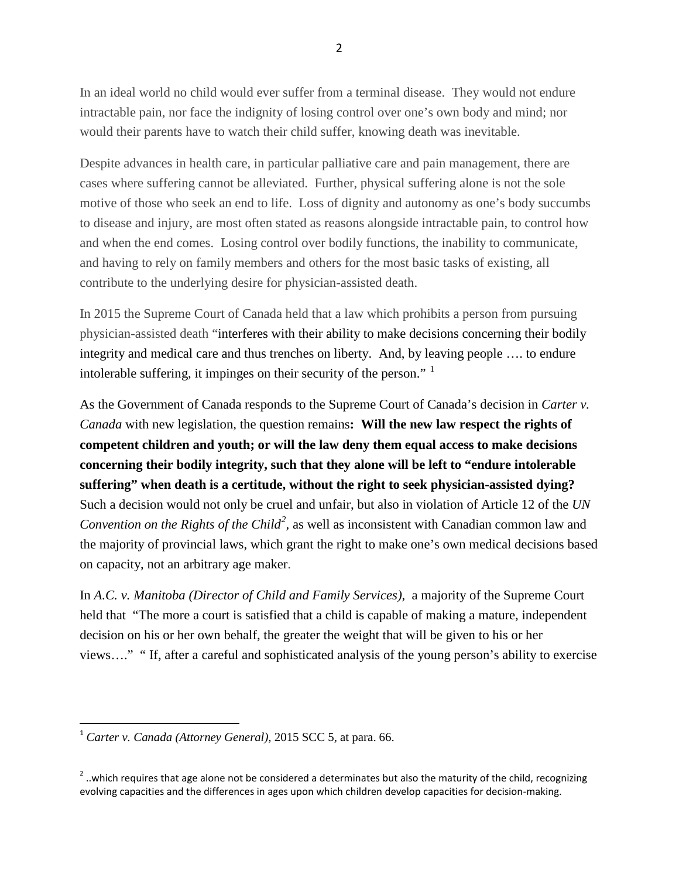In an ideal world no child would ever suffer from a terminal disease. They would not endure intractable pain, nor face the indignity of losing control over one's own body and mind; nor would their parents have to watch their child suffer, knowing death was inevitable.

Despite advances in health care, in particular palliative care and pain management, there are cases where suffering cannot be alleviated. Further, physical suffering alone is not the sole motive of those who seek an end to life. Loss of dignity and autonomy as one's body succumbs to disease and injury, are most often stated as reasons alongside intractable pain, to control how and when the end comes. Losing control over bodily functions, the inability to communicate, and having to rely on family members and others for the most basic tasks of existing, all contribute to the underlying desire for physician-assisted death.

In 2015 the Supreme Court of Canada held that a law which prohibits a person from pursuing physician-assisted death "interferes with their ability to make decisions concerning their bodily integrity and medical care and thus trenches on liberty. And, by leaving people …. to endure intolerable suffering, it impinges on their security of the person." [1]

As the Government of Canada responds to the Supreme Court of Canada's decision in *Carter v. Canada* with new legislation, the question remains**: Will the new law respect the rights of competent children and youth; or will the law deny them equal access to make decisions concerning their bodily integrity, such that they alone will be left to "endure intolerable suffering" when death is a certitude, without the right to seek physician-assisted dying?** Such a decision would not only be cruel and unfair, but also in violation of Article 12 of the *UN Convention on the Rights of the Child*[2], as well as inconsistent with Canadian common law and the majority of provincial laws, which grant the right to make one's own medical decisions based on capacity, not an arbitrary age maker.

In *A.C. v. Manitoba (Director of Child and Family Services)*, a majority of the Supreme Court held that "The more a court is satisfied that a child is capable of making a mature, independent decision on his or her own behalf, the greater the weight that will be given to his or her views…." " If, after a careful and sophisticated analysis of the young person's ability to exercise

---

[1] *Carter v. Canada (Attorney General)*, 2015 SCC 5, at para. 66.

[2] ..which requires that age alone not be considered a determinates but also the maturity of the child, recognizing evolving capacities and the differences in ages upon which children develop capacities for decision-making.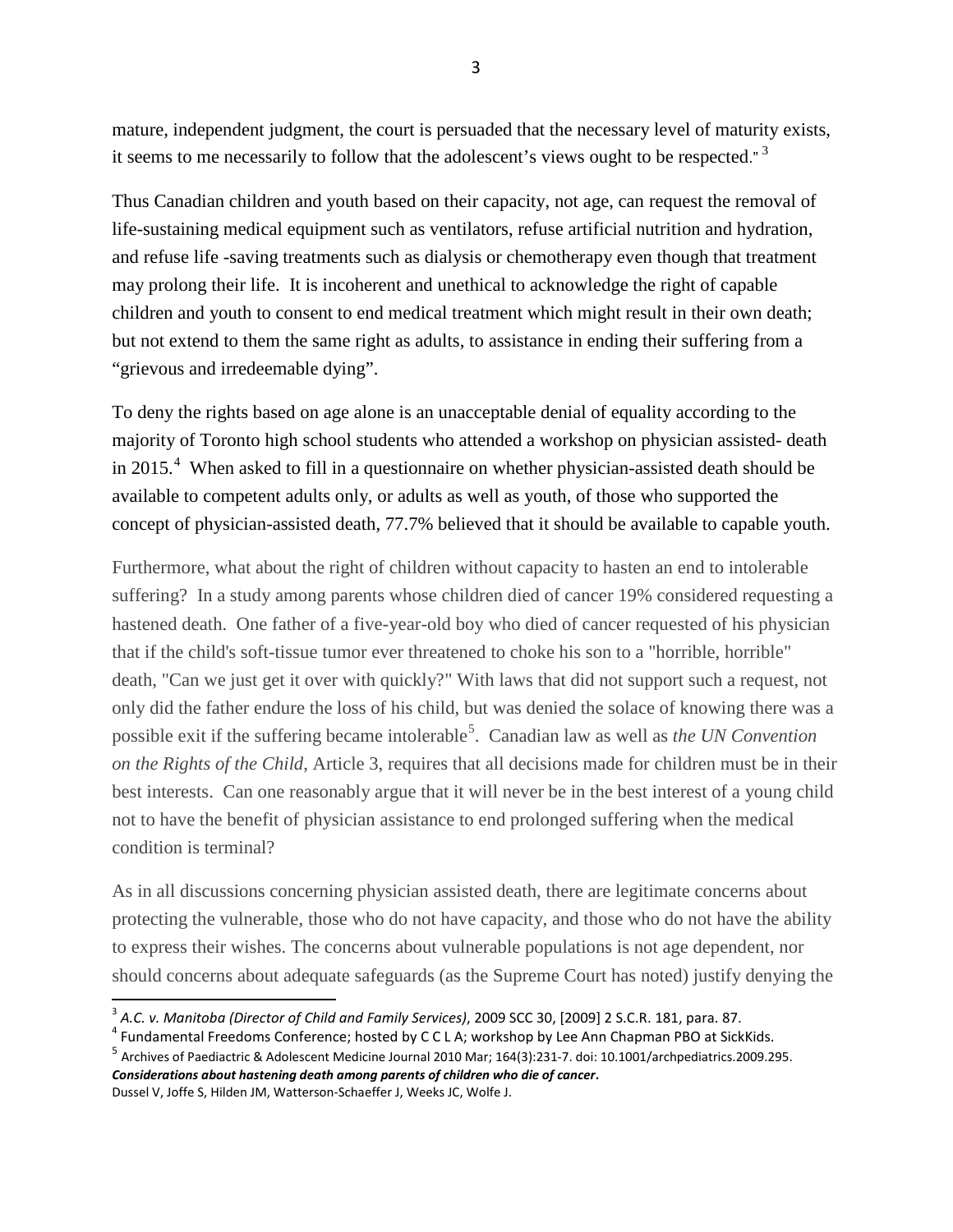mature, independent judgment, the court is persuaded that the necessary level of maturity exists, it seems to me necessarily to follow that the adolescent's views ought to be respected."[3]

Thus Canadian children and youth based on their capacity, not age, can request the removal of life-sustaining medical equipment such as ventilators, refuse artificial nutrition and hydration, and refuse life -saving treatments such as dialysis or chemotherapy even though that treatment may prolong their life. It is incoherent and unethical to acknowledge the right of capable children and youth to consent to end medical treatment which might result in their own death; but not extend to them the same right as adults, to assistance in ending their suffering from a "grievous and irredeemable dying".

To deny the rights based on age alone is an unacceptable denial of equality according to the majority of Toronto high school students who attended a workshop on physician assisted- death in 2015.[4] When asked to fill in a questionnaire on whether physician-assisted death should be available to competent adults only, or adults as well as youth, of those who supported the concept of physician-assisted death, 77.7% believed that it should be available to capable youth.

Furthermore, what about the right of children without capacity to hasten an end to intolerable suffering? In a study among parents whose children died of cancer 19% considered requesting a hastened death. One father of a five-year-old boy who died of cancer requested of his physician that if the child's soft-tissue tumor ever threatened to choke his son to a "horrible, horrible" death, "Can we just get it over with quickly?" With laws that did not support such a request, not only did the father endure the loss of his child, but was denied the solace of knowing there was a possible exit if the suffering became intolerable[5]. Canadian law as well as *the UN Convention on the Rights of the Child*, Article 3, requires that all decisions made for children must be in their best interests. Can one reasonably argue that it will never be in the best interest of a young child not to have the benefit of physician assistance to end prolonged suffering when the medical condition is terminal?

As in all discussions concerning physician assisted death, there are legitimate concerns about protecting the vulnerable, those who do not have capacity, and those who do not have the ability to express their wishes. The concerns about vulnerable populations is not age dependent, nor should concerns about adequate safeguards (as the Supreme Court has noted) justify denying the

---

[3] *A.C. v. Manitoba (Director of Child and Family Services)*, 2009 SCC 30, [2009] 2 S.C.R. 181, para. 87.

[4] Fundamental Freedoms Conference; hosted by C C L A; workshop by Lee Ann Chapman PBO at SickKids.

[5] Archives of Paediactric & Adolescent Medicine Journal 2010 Mar; 164(3):231-7. doi: 10.1001/archpediatrics.2009.295. ***Considerations about hastening death among parents of children who die of cancer***. Dussel V, Joffe S, Hilden JM, Watterson-Schaeffer J, Weeks JC, Wolfe J.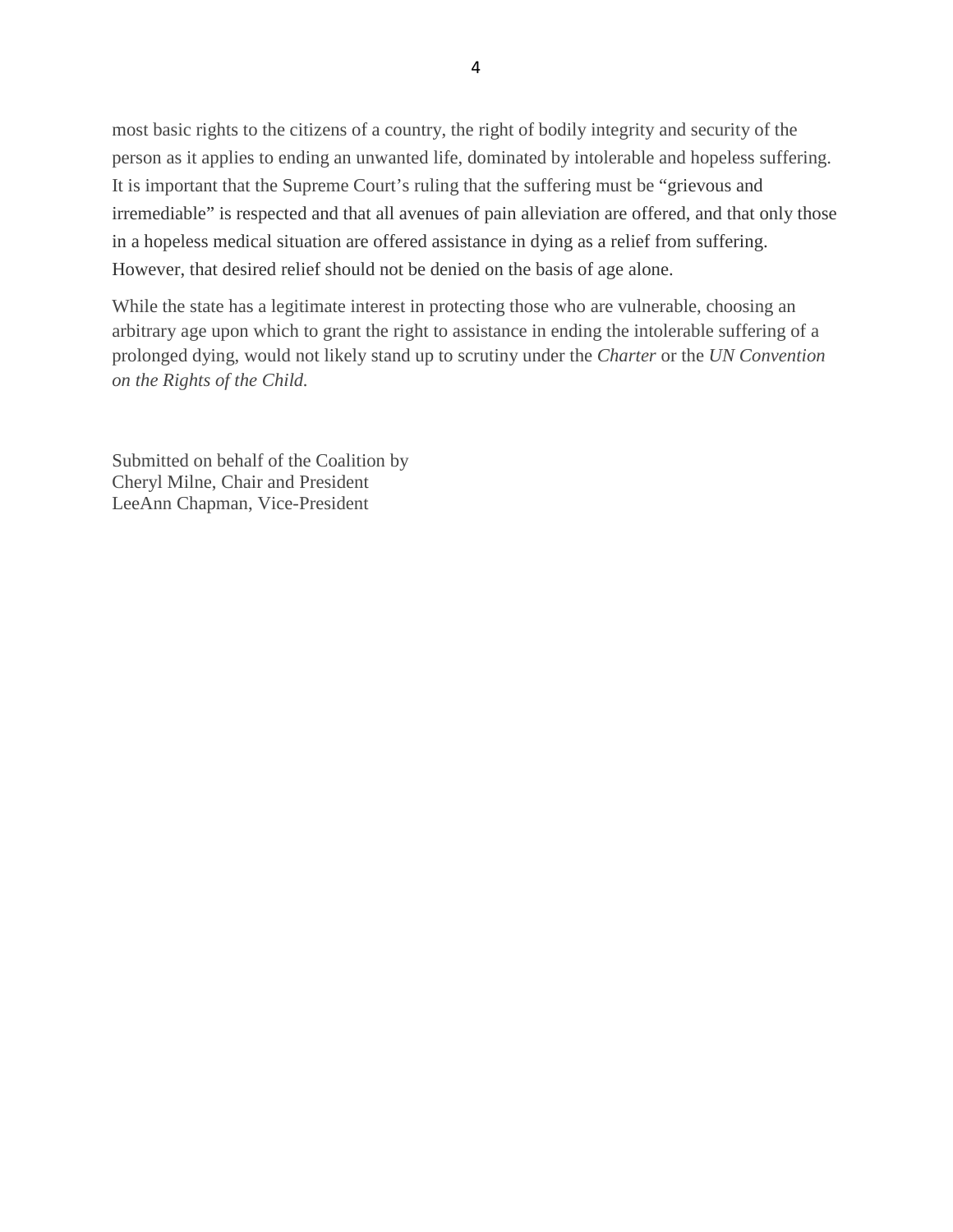most basic rights to the citizens of a country, the right of bodily integrity and security of the person as it applies to ending an unwanted life, dominated by intolerable and hopeless suffering. It is important that the Supreme Court's ruling that the suffering must be "grievous and irremediable" is respected and that all avenues of pain alleviation are offered, and that only those in a hopeless medical situation are offered assistance in dying as a relief from suffering. However, that desired relief should not be denied on the basis of age alone.

While the state has a legitimate interest in protecting those who are vulnerable, choosing an arbitrary age upon which to grant the right to assistance in ending the intolerable suffering of a prolonged dying, would not likely stand up to scrutiny under the *Charter* or the *UN Convention on the Rights of the Child.*

Submitted on behalf of the Coalition by  
Cheryl Milne, Chair and President  
LeeAnn Chapman, Vice-President